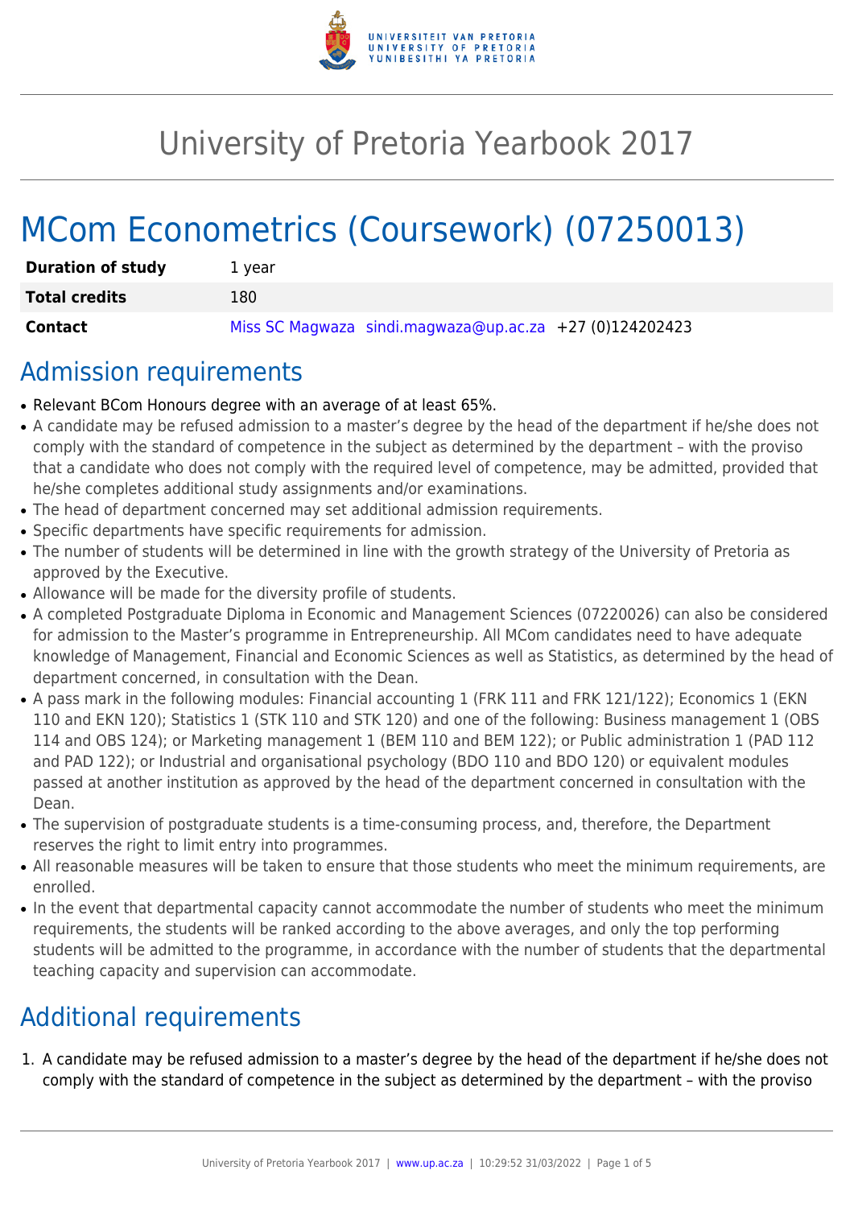# University of Pretoria Yearbook 2017

# MCom Econometrics (Coursework) (07250013)

| | |
|---|---|
| **Duration of study** | 1 year |
| **Total credits** | 180 |
| **Contact** | Miss SC Magwaza sindi.magwaza@up.ac.za +27 (0)124202423 |

## Admission requirements

- Relevant BCom Honours degree with an average of at least 65%.
- A candidate may be refused admission to a master's degree by the head of the department if he/she does not comply with the standard of competence in the subject as determined by the department – with the proviso that a candidate who does not comply with the required level of competence, may be admitted, provided that he/she completes additional study assignments and/or examinations.
- The head of department concerned may set additional admission requirements.
- Specific departments have specific requirements for admission.
- The number of students will be determined in line with the growth strategy of the University of Pretoria as approved by the Executive.
- Allowance will be made for the diversity profile of students.
- A completed Postgraduate Diploma in Economic and Management Sciences (07220026) can also be considered for admission to the Master's programme in Entrepreneurship. All MCom candidates need to have adequate knowledge of Management, Financial and Economic Sciences as well as Statistics, as determined by the head of department concerned, in consultation with the Dean.
- A pass mark in the following modules: Financial accounting 1 (FRK 111 and FRK 121/122); Economics 1 (EKN 110 and EKN 120); Statistics 1 (STK 110 and STK 120) and one of the following: Business management 1 (OBS 114 and OBS 124); or Marketing management 1 (BEM 110 and BEM 122); or Public administration 1 (PAD 112 and PAD 122); or Industrial and organisational psychology (BDO 110 and BDO 120) or equivalent modules passed at another institution as approved by the head of the department concerned in consultation with the Dean.
- The supervision of postgraduate students is a time-consuming process, and, therefore, the Department reserves the right to limit entry into programmes.
- All reasonable measures will be taken to ensure that those students who meet the minimum requirements, are enrolled.
- In the event that departmental capacity cannot accommodate the number of students who meet the minimum requirements, the students will be ranked according to the above averages, and only the top performing students will be admitted to the programme, in accordance with the number of students that the departmental teaching capacity and supervision can accommodate.

## Additional requirements

1. A candidate may be refused admission to a master's degree by the head of the department if he/she does not comply with the standard of competence in the subject as determined by the department – with the proviso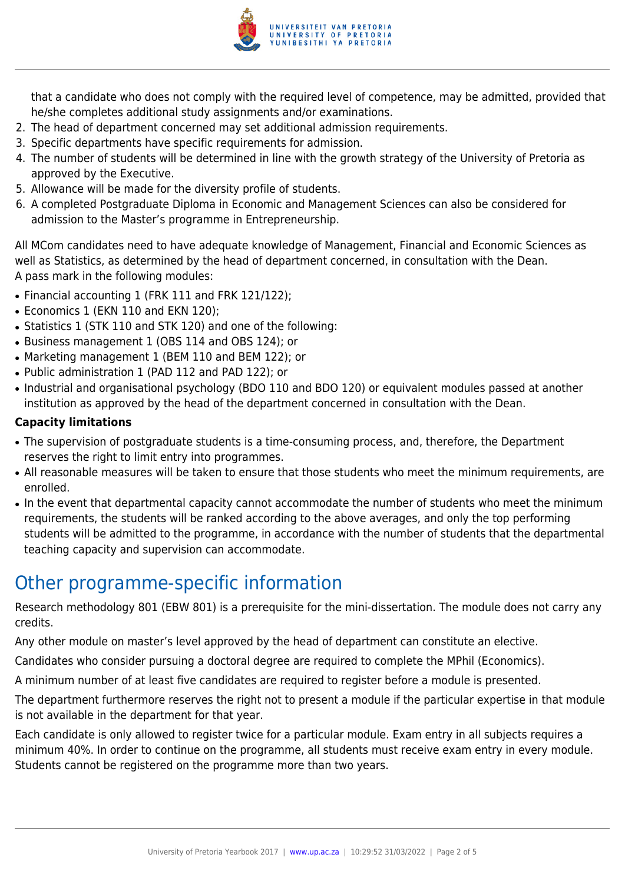that a candidate who does not comply with the required level of competence, may be admitted, provided that he/she completes additional study assignments and/or examinations.

2. The head of department concerned may set additional admission requirements.
3. Specific departments have specific requirements for admission.
4. The number of students will be determined in line with the growth strategy of the University of Pretoria as approved by the Executive.
5. Allowance will be made for the diversity profile of students.
6. A completed Postgraduate Diploma in Economic and Management Sciences can also be considered for admission to the Master's programme in Entrepreneurship.

All MCom candidates need to have adequate knowledge of Management, Financial and Economic Sciences as well as Statistics, as determined by the head of department concerned, in consultation with the Dean.
A pass mark in the following modules:

- Financial accounting 1 (FRK 111 and FRK 121/122);
- Economics 1 (EKN 110 and EKN 120);
- Statistics 1 (STK 110 and STK 120) and one of the following:
- Business management 1 (OBS 114 and OBS 124); or
- Marketing management 1 (BEM 110 and BEM 122); or
- Public administration 1 (PAD 112 and PAD 122); or
- Industrial and organisational psychology (BDO 110 and BDO 120) or equivalent modules passed at another institution as approved by the head of the department concerned in consultation with the Dean.

**Capacity limitations**

- The supervision of postgraduate students is a time-consuming process, and, therefore, the Department reserves the right to limit entry into programmes.
- All reasonable measures will be taken to ensure that those students who meet the minimum requirements, are enrolled.
- In the event that departmental capacity cannot accommodate the number of students who meet the minimum requirements, the students will be ranked according to the above averages, and only the top performing students will be admitted to the programme, in accordance with the number of students that the departmental teaching capacity and supervision can accommodate.

# Other programme-specific information

Research methodology 801 (EBW 801) is a prerequisite for the mini-dissertation. The module does not carry any credits.

Any other module on master's level approved by the head of department can constitute an elective.

Candidates who consider pursuing a doctoral degree are required to complete the MPhil (Economics).

A minimum number of at least five candidates are required to register before a module is presented.

The department furthermore reserves the right not to present a module if the particular expertise in that module is not available in the department for that year.

Each candidate is only allowed to register twice for a particular module. Exam entry in all subjects requires a minimum 40%. In order to continue on the programme, all students must receive exam entry in every module. Students cannot be registered on the programme more than two years.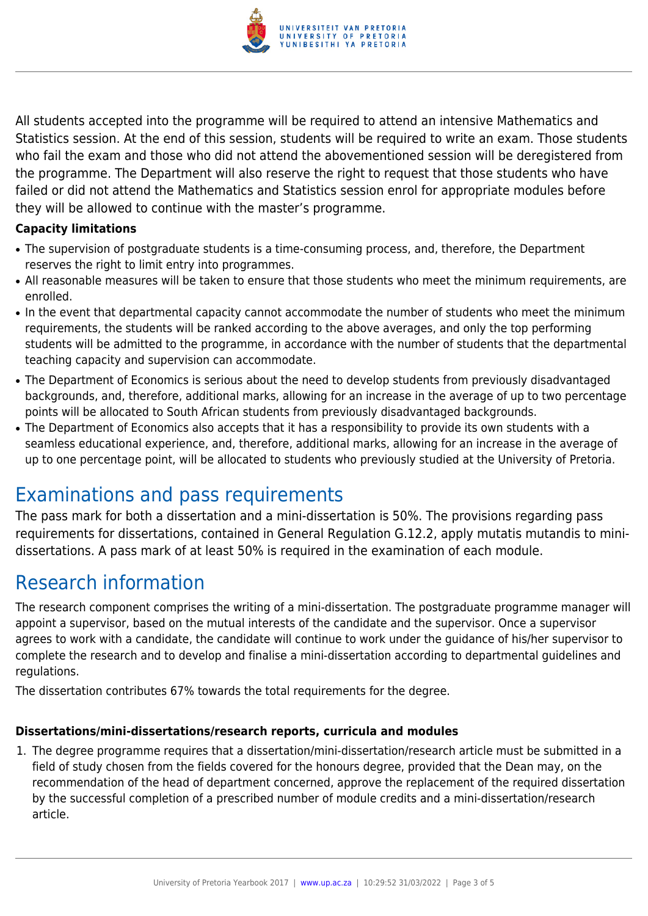All students accepted into the programme will be required to attend an intensive Mathematics and Statistics session. At the end of this session, students will be required to write an exam. Those students who fail the exam and those who did not attend the abovementioned session will be deregistered from the programme. The Department will also reserve the right to request that those students who have failed or did not attend the Mathematics and Statistics session enrol for appropriate modules before they will be allowed to continue with the master's programme.

**Capacity limitations**

- The supervision of postgraduate students is a time-consuming process, and, therefore, the Department reserves the right to limit entry into programmes.
- All reasonable measures will be taken to ensure that those students who meet the minimum requirements, are enrolled.
- In the event that departmental capacity cannot accommodate the number of students who meet the minimum requirements, the students will be ranked according to the above averages, and only the top performing students will be admitted to the programme, in accordance with the number of students that the departmental teaching capacity and supervision can accommodate.
- The Department of Economics is serious about the need to develop students from previously disadvantaged backgrounds, and, therefore, additional marks, allowing for an increase in the average of up to two percentage points will be allocated to South African students from previously disadvantaged backgrounds.
- The Department of Economics also accepts that it has a responsibility to provide its own students with a seamless educational experience, and, therefore, additional marks, allowing for an increase in the average of up to one percentage point, will be allocated to students who previously studied at the University of Pretoria.

# Examinations and pass requirements

The pass mark for both a dissertation and a mini-dissertation is 50%. The provisions regarding pass requirements for dissertations, contained in General Regulation G.12.2, apply mutatis mutandis to mini-dissertations. A pass mark of at least 50% is required in the examination of each module.

# Research information

The research component comprises the writing of a mini-dissertation. The postgraduate programme manager will appoint a supervisor, based on the mutual interests of the candidate and the supervisor. Once a supervisor agrees to work with a candidate, the candidate will continue to work under the guidance of his/her supervisor to complete the research and to develop and finalise a mini-dissertation according to departmental guidelines and regulations.

The dissertation contributes 67% towards the total requirements for the degree.

**Dissertations/mini-dissertations/research reports, curricula and modules**

1. The degree programme requires that a dissertation/mini-dissertation/research article must be submitted in a field of study chosen from the fields covered for the honours degree, provided that the Dean may, on the recommendation of the head of department concerned, approve the replacement of the required dissertation by the successful completion of a prescribed number of module credits and a mini-dissertation/research article.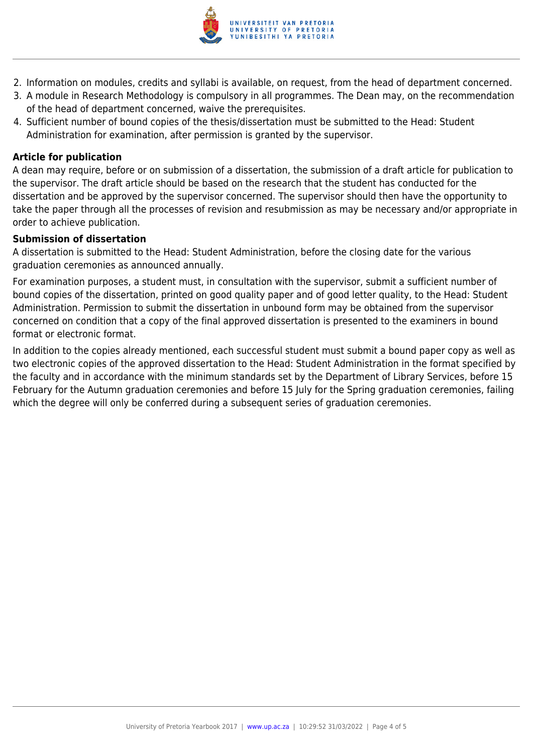2. Information on modules, credits and syllabi is available, on request, from the head of department concerned.
3. A module in Research Methodology is compulsory in all programmes. The Dean may, on the recommendation of the head of department concerned, waive the prerequisites.
4. Sufficient number of bound copies of the thesis/dissertation must be submitted to the Head: Student Administration for examination, after permission is granted by the supervisor.

**Article for publication**

A dean may require, before or on submission of a dissertation, the submission of a draft article for publication to the supervisor. The draft article should be based on the research that the student has conducted for the dissertation and be approved by the supervisor concerned. The supervisor should then have the opportunity to take the paper through all the processes of revision and resubmission as may be necessary and/or appropriate in order to achieve publication.

**Submission of dissertation**

A dissertation is submitted to the Head: Student Administration, before the closing date for the various graduation ceremonies as announced annually.

For examination purposes, a student must, in consultation with the supervisor, submit a sufficient number of bound copies of the dissertation, printed on good quality paper and of good letter quality, to the Head: Student Administration. Permission to submit the dissertation in unbound form may be obtained from the supervisor concerned on condition that a copy of the final approved dissertation is presented to the examiners in bound format or electronic format.

In addition to the copies already mentioned, each successful student must submit a bound paper copy as well as two electronic copies of the approved dissertation to the Head: Student Administration in the format specified by the faculty and in accordance with the minimum standards set by the Department of Library Services, before 15 February for the Autumn graduation ceremonies and before 15 July for the Spring graduation ceremonies, failing which the degree will only be conferred during a subsequent series of graduation ceremonies.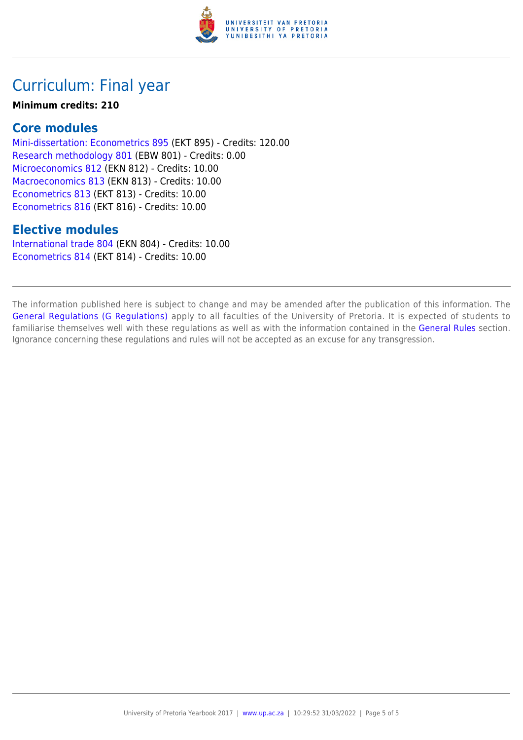# Curriculum: Final year

**Minimum credits: 210**

## Core modules

Mini-dissertation: Econometrics 895 (EKT 895) - Credits: 120.00
Research methodology 801 (EBW 801) - Credits: 0.00
Microeconomics 812 (EKN 812) - Credits: 10.00
Macroeconomics 813 (EKN 813) - Credits: 10.00
Econometrics 813 (EKT 813) - Credits: 10.00
Econometrics 816 (EKT 816) - Credits: 10.00

## Elective modules

International trade 804 (EKN 804) - Credits: 10.00
Econometrics 814 (EKT 814) - Credits: 10.00

---

The information published here is subject to change and may be amended after the publication of this information. The General Regulations (G Regulations) apply to all faculties of the University of Pretoria. It is expected of students to familiarise themselves well with these regulations as well as with the information contained in the General Rules section. Ignorance concerning these regulations and rules will not be accepted as an excuse for any transgression.